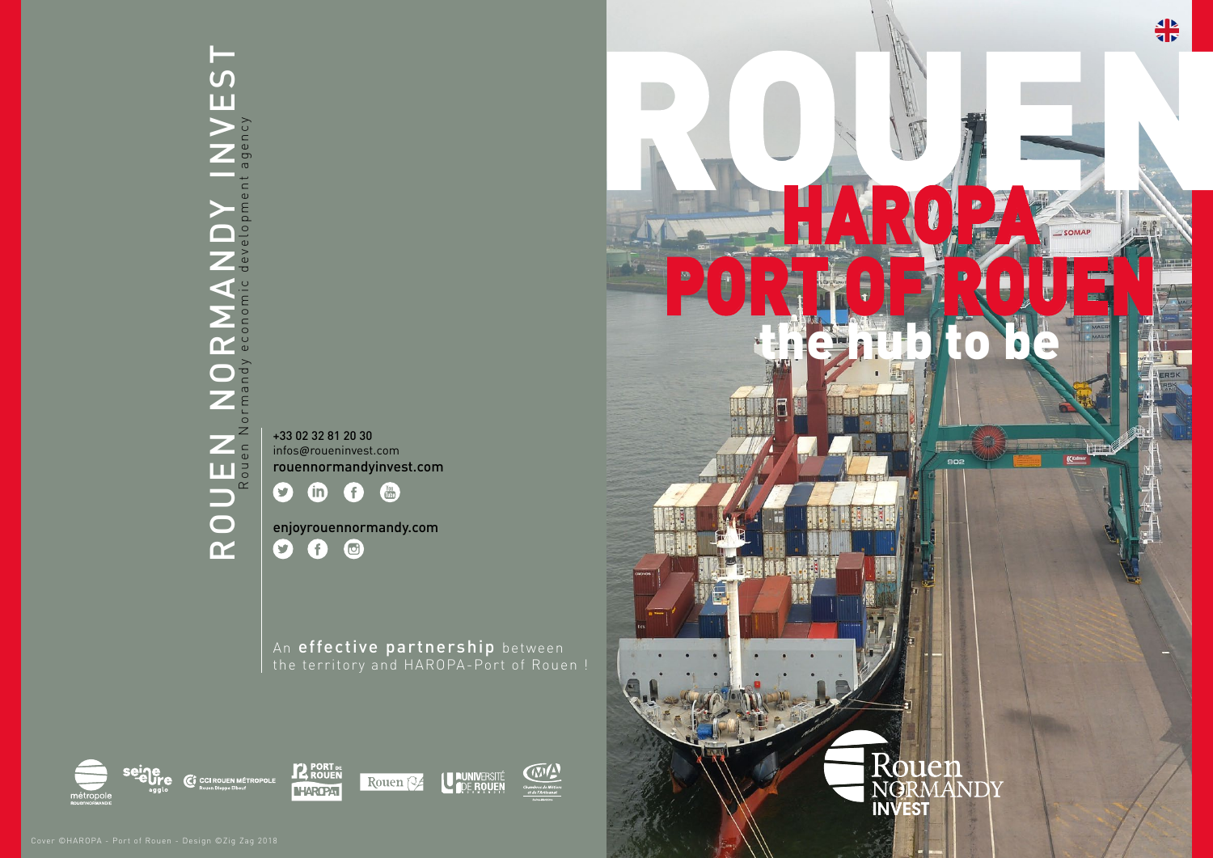# ROUEN NORMANDY INVEST

Rouen Normandy economic development agency

+33 02 32 81 20 30
infos@roueninvest.com
rouennormandyinvest.com

enjoyrouennormandy.com

An **effective partnership** between the territory and HAROPA-Port of Rouen !

Cover ©HAROPA - Port of Rouen - Design ©Zig Zag 2018

# ROUEN

## HAROPA PORT OF ROUEN

## the hub to be

Rouen NORMANDY INVEST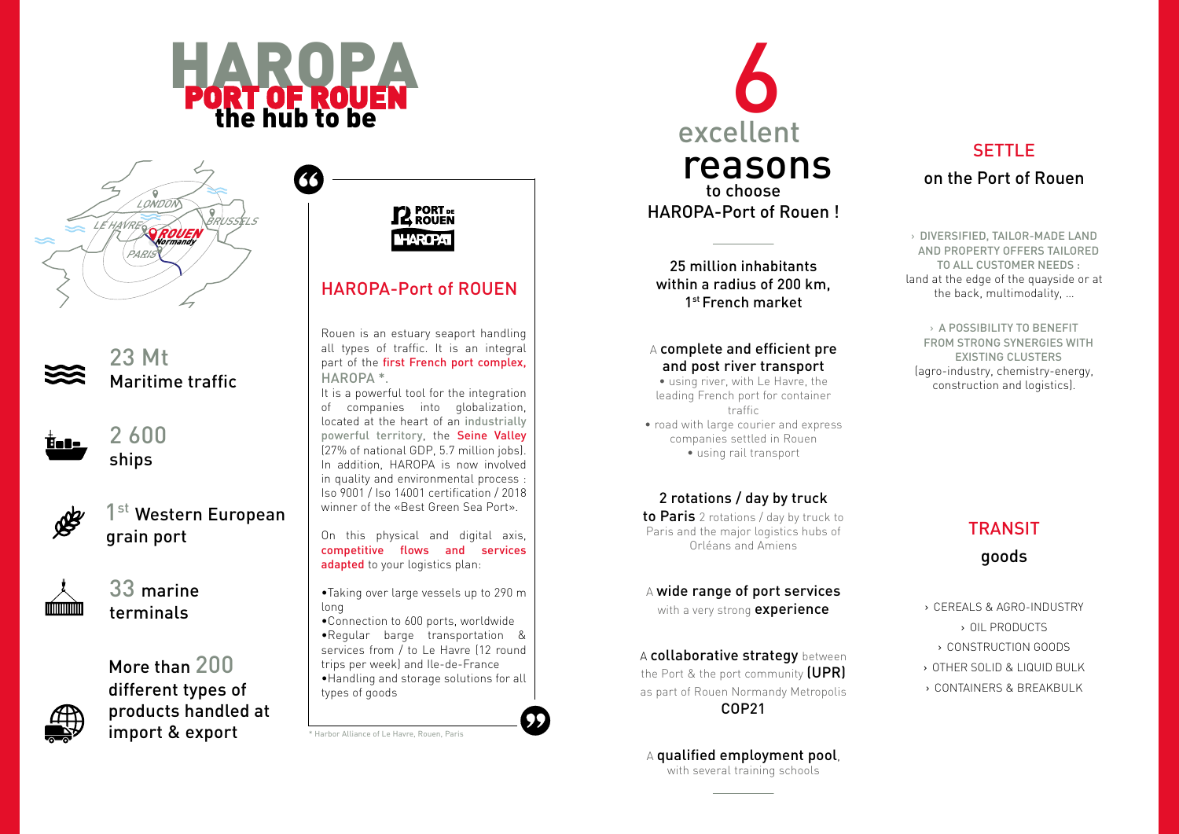# HAROPA PORT OF ROUEN the hub to be

LONDON
BRUSSELS
LE HAVRE
ROUEN Normandy
PARIS

23 Mt
Maritime traffic

2 600
ships

1st Western European grain port

33 marine terminals

More than 200 different types of products handled at import & export

## HAROPA-Port of ROUEN

Rouen is an estuary seaport handling all types of traffic. It is an integral part of the first French port complex, HAROPA *.

It is a powerful tool for the integration of companies into globalization, located at the heart of an industrially powerful territory, the Seine Valley (27% of national GDP, 5.7 million jobs). In addition, HAROPA is now involved in quality and environmental process : Iso 9001 / Iso 14001 certification / 2018 winner of the «Best Green Sea Port».

On this physical and digital axis, competitive flows and services adapted to your logistics plan:

- Taking over large vessels up to 290 m long
- Connection to 600 ports, worldwide
- Regular barge transportation & services from / to Le Havre (12 round trips per week) and Ile-de-France
- Handling and storage solutions for all types of goods

\* Harbor Alliance of Le Havre, Rouen, Paris

## 6 excellent reasons to choose HAROPA-Port of Rouen !

25 million inhabitants within a radius of 200 km, 1st French market

A **complete and efficient pre and post river transport**
- using river, with Le Havre, the leading French port for container traffic
- road with large courier and express companies settled in Rouen
- using rail transport

**2 rotations / day by truck to Paris** 2 rotations / day by truck to Paris and the major logistics hubs of Orléans and Amiens

A **wide range of port services** with a very strong **experience**

A **collaborative strategy** between the Port & the port community **(UPR)** as part of Rouen Normandy Metropolis **COP21**

A **qualified employment pool**, with several training schools

## SETTLE on the Port of Rouen

› DIVERSIFIED, TAILOR-MADE LAND AND PROPERTY OFFERS TAILORED TO ALL CUSTOMER NEEDS : land at the edge of the quayside or at the back, multimodality, ...

› A POSSIBILITY TO BENEFIT FROM STRONG SYNERGIES WITH EXISTING CLUSTERS (agro-industry, chemistry-energy, construction and logistics).

## TRANSIT goods

› CEREALS & AGRO-INDUSTRY
› OIL PRODUCTS
› CONSTRUCTION GOODS
› OTHER SOLID & LIQUID BULK
› CONTAINERS & BREAKBULK